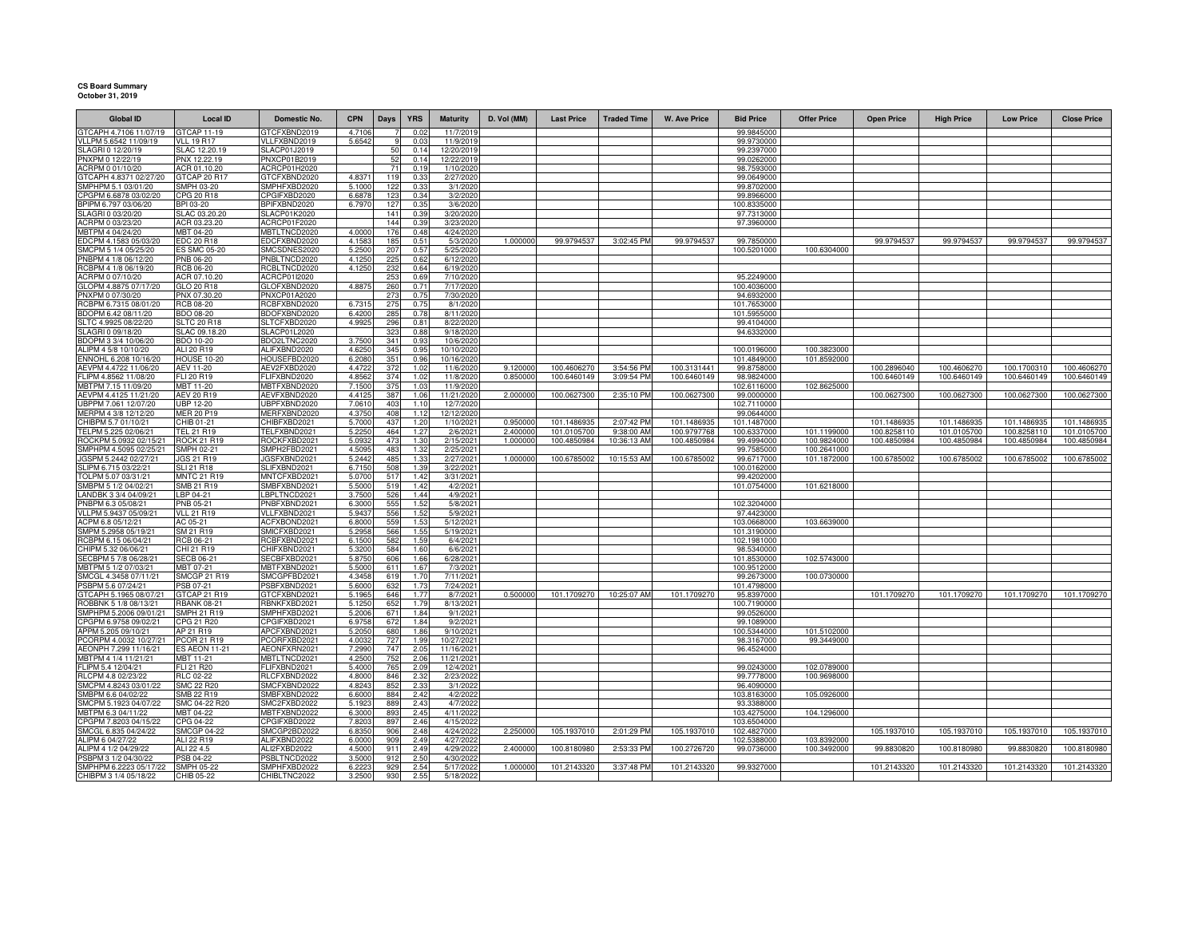**CS Board Summary**
**October 31, 2019**

| Global ID | Local ID | Domestic No. | CPN | Days | YRS | Maturity | D. Vol (MM) | Last Price | Traded Time | W. Ave Price | Bid Price | Offer Price | Open Price | High Price | Low Price | Close Price |
|---|---|---|---|---|---|---|---|---|---|---|---|---|---|---|---|---|
| GTCAPH 4.7106 11/07/19 | GTCAP 11-19 | GTCFXBND2019 | 4.7106 | 7 | 0.02 | 11/7/2019 | | | | | 99.9845000 | | | | | |
| VLLPM 5.6542 11/09/19 | VLL 19 R17 | VLLFXBND2019 | 5.6542 | 9 | 0.03 | 11/9/2019 | | | | | 99.9730000 | | | | | |
| SLAGRI 0 12/20/19 | SLAC 12.20.19 | SLACP01J2019 | | 50 | 0.14 | 12/20/2019 | | | | | 99.2397000 | | | | | |
| PNXPM 0 12/22/19 | PNX 12.22.19 | PNXCP01B2019 | | 52 | 0.14 | 12/22/2019 | | | | | 99.0262000 | | | | | |
| ACRPM 0 01/10/20 | ACR 01.10.20 | ACRCP01H2020 | | 71 | 0.19 | 1/10/2020 | | | | | 98.7593000 | | | | | |
| GTCAPH 4.8371 02/27/20 | GTCAP 20 R17 | GTCFXBND2020 | 4.8371 | 119 | 0.33 | 2/27/2020 | | | | | 99.0649000 | | | | | |
| SMPHPM 5.1 03/01/20 | SMPH 03-20 | SMPHFXBD2020 | 5.1000 | 122 | 0.33 | 3/1/2020 | | | | | 99.8702000 | | | | | |
| CPGPM 6.6878 03/02/20 | CPG 20 R18 | CPGIFXBD2020 | 6.6878 | 123 | 0.34 | 3/2/2020 | | | | | 99.8966000 | | | | | |
| BPIPM 6.797 03/06/20 | BPI 03-20 | BPIFXBND2020 | 6.7970 | 127 | 0.35 | 3/6/2020 | | | | | 100.8335000 | | | | | |
| SLAGRI 0 03/20/20 | SLAC 03.20.20 | SLACP01K2020 | | 141 | 0.39 | 3/20/2020 | | | | | 97.7313000 | | | | | |
| ACRPM 0 03/23/20 | ACR 03.23.20 | ACRCP01F2020 | | 144 | 0.39 | 3/23/2020 | | | | | 97.3960000 | | | | | |
| MBTPM 4 04/24/20 | MBT 04-20 | MBTLTNCD2020 | 4.0000 | 176 | 0.48 | 4/24/2020 | | | | | | | | | | |
| EDCPM 4.1583 05/03/20 | EDC 20 R18 | EDCFXBND2020 | 4.1583 | 185 | 0.51 | 5/3/2020 | 1.000000 | 99.9794537 | 3:02:45 PM | 99.9794537 | 99.7850000 | | 99.9794537 | 99.9794537 | 99.9794537 | 99.9794537 |
| SMCPM 5 1/4 05/25/20 | ES SMC 05-20 | SMCSDNES2020 | 5.2500 | 207 | 0.57 | 5/25/2020 | | | | | 100.5201000 | 100.6304000 | | | | |
| PNBPM 4 1/8 06/12/20 | PNB 06-20 | PNBLTNCD2020 | 4.1250 | 225 | 0.62 | 6/12/2020 | | | | | | | | | | |
| RCBPM 4 1/8 06/19/20 | RCB 06-20 | RCBLTNCD2020 | 4.1250 | 232 | 0.64 | 6/19/2020 | | | | | | | | | | |
| ACRPM 0 07/10/20 | ACR 07.10.20 | ACRCP01I2020 | | 253 | 0.69 | 7/10/2020 | | | | | 95.2249000 | | | | | |
| GLOPM 4.8875 07/17/20 | GLO 20 R18 | GLOFXBND2020 | 4.8875 | 260 | 0.71 | 7/17/2020 | | | | | 100.4036000 | | | | | |
| PNXPM 0 07/30/20 | PNX 07.30.20 | PNXCP01A2020 | | 273 | 0.75 | 7/30/2020 | | | | | 94.6932000 | | | | | |
| RCBPM 6.7315 08/01/20 | RCB 08-20 | RCBFXBND2020 | 6.7315 | 275 | 0.75 | 8/1/2020 | | | | | 101.7653000 | | | | | |
| BDOPM 6.42 08/11/20 | BDO 08-20 | BDOFXBND2020 | 6.4200 | 285 | 0.78 | 8/11/2020 | | | | | 101.5955000 | | | | | |
| SLTC 4.9925 08/22/20 | SLTC 20 R18 | SLTCFXBD2020 | 4.9925 | 296 | 0.81 | 8/22/2020 | | | | | 99.4104000 | | | | | |
| SLAGRI 0 09/18/20 | SLAC 09.18.20 | SLACP01L2020 | | 323 | 0.88 | 9/18/2020 | | | | | 94.6332000 | | | | | |
| BDOPM 3 3/4 10/06/20 | BDO 10-20 | BDO2LTNC2020 | 3.7500 | 341 | 0.93 | 10/6/2020 | | | | | | | | | | |
| ALIPM 4 5/8 10/10/20 | ALI 20 R19 | ALIFXBND2020 | 4.6250 | 345 | 0.95 | 10/10/2020 | | | | | 100.0196000 | 100.3823000 | | | | |
| ENNOHL 6.208 10/16/20 | HOUSE 10-20 | HOUSEFBD2020 | 6.2080 | 351 | 0.96 | 10/16/2020 | | | | | 101.4849000 | 101.8592000 | | | | |
| AEVPM 4.4722 11/06/20 | AEV 11-20 | AEV2FXBD2020 | 4.4722 | 372 | 1.02 | 11/6/2020 | 9.120000 | 100.4606270 | 3:54:56 PM | 100.3131441 | 99.8758000 | | 100.2896040 | 100.4606270 | 100.1700310 | 100.4606270 |
| FLIPM 4.8562 11/08/20 | FLI 20 R19 | FLIFXBND2020 | 4.8562 | 374 | 1.02 | 11/8/2020 | 0.850000 | 100.6460149 | 3:09:54 PM | 100.6460149 | 98.9824000 | | 100.6460149 | 100.6460149 | 100.6460149 | 100.6460149 |
| MBTPM 7.15 11/09/20 | MBT 11-20 | MBTFXBND2020 | 7.1500 | 375 | 1.03 | 11/9/2020 | | | | | 102.6116000 | 102.8625000 | | | | |
| AEVPM 4.4125 11/21/20 | AEV 20 R19 | AEVFXBND2020 | 4.4125 | 387 | 1.06 | 11/21/2020 | 2.000000 | 100.0627300 | 2:35:10 PM | 100.0627300 | 99.0000000 | | 100.0627300 | 100.0627300 | 100.0627300 | 100.0627300 |
| UBPPM 7.061 12/07/20 | UBP 12-20 | UBPFXBND2020 | 7.0610 | 403 | 1.10 | 12/7/2020 | | | | | 102.7110000 | | | | | |
| MERPM 4 3/8 12/12/20 | MER 20 P19 | MERFXBND2020 | 4.3750 | 408 | 1.12 | 12/12/2020 | | | | | 99.0644000 | | | | | |
| CHIBPM 5.7 01/10/21 | CHIB 01-21 | CHIBFXBD2021 | 5.7000 | 437 | 1.20 | 1/10/2021 | 0.950000 | 101.1486935 | 2:07:42 PM | 101.1486935 | 101.1487000 | | 101.1486935 | 101.1486935 | 101.1486935 | 101.1486935 |
| TELPM 5.225 02/06/21 | TEL 21 R19 | TELFXBND2021 | 5.2250 | 464 | 1.27 | 2/6/2021 | 2.400000 | 101.0105700 | 9:38:00 AM | 100.9797768 | 100.6337000 | 101.1199000 | 100.8258110 | 101.0105700 | 100.8258110 | 101.0105700 |
| ROCKPM 5.0932 02/15/21 | ROCK 21 R19 | ROCKFXBD2021 | 5.0932 | 473 | 1.30 | 2/15/2021 | 1.000000 | 100.4850984 | 10:36:13 AM | 100.4850984 | 99.4994000 | 100.9824000 | 100.4850984 | 100.4850984 | 100.4850984 | 100.4850984 |
| SMPHPM 4.5095 02/25/21 | SMPH 02-21 | SMPH2FBD2021 | 4.5095 | 483 | 1.32 | 2/25/2021 | | | | | 99.7585000 | 100.2641000 | | | | |
| JGSPM 5.2442 02/27/21 | JGS 21 R19 | JGSFXBND2021 | 5.2442 | 485 | 1.33 | 2/27/2021 | 1.000000 | 100.6785002 | 10:15:53 AM | 100.6785002 | 99.6717000 | 101.1872000 | 100.6785002 | 100.6785002 | 100.6785002 | 100.6785002 |
| SLIPM 6.715 03/22/21 | SLI 21 R18 | SLIFXBND2021 | 6.7150 | 508 | 1.39 | 3/22/2021 | | | | | 100.0162000 | | | | | |
| TOLPM 5.07 03/31/21 | MNTC 21 R19 | MNTCFXBD2021 | 5.0700 | 517 | 1.42 | 3/31/2021 | | | | | 99.4202000 | | | | | |
| SMBPM 5 1/2 04/02/21 | SMB 21 R19 | SMBFXBND2021 | 5.5000 | 519 | 1.42 | 4/2/2021 | | | | | 101.0754000 | 101.6218000 | | | | |
| LANDBK 3 3/4 04/09/21 | LBP 04-21 | LBPLTNCD2021 | 3.7500 | 526 | 1.44 | 4/9/2021 | | | | | | | | | | |
| PNBPM 6.3 05/08/21 | PNB 05-21 | PNBFXBND2021 | 6.3000 | 555 | 1.52 | 5/8/2021 | | | | | 102.3204000 | | | | | |
| VLLPM 5.9437 05/09/21 | VLL 21 R19 | VLLFXBND2021 | 5.9437 | 556 | 1.52 | 5/9/2021 | | | | | 97.4423000 | | | | | |
| ACPM 6.8 05/12/21 | AC 05-21 | ACFXBOND2021 | 6.8000 | 559 | 1.53 | 5/12/2021 | | | | | 103.0668000 | 103.6639000 | | | | |
| SMPM 5.2958 05/19/21 | SM 21 R19 | SMICFXBD2021 | 5.2958 | 566 | 1.55 | 5/19/2021 | | | | | 101.3190000 | | | | | |
| RCBPM 6.15 06/04/21 | RCB 06-21 | RCBFXBND2021 | 6.1500 | 582 | 1.59 | 6/4/2021 | | | | | 102.1981000 | | | | | |
| CHIPM 5.32 06/06/21 | CHI 21 R19 | CHIFXBND2021 | 5.3200 | 584 | 1.60 | 6/6/2021 | | | | | 98.5340000 | | | | | |
| SECBPM 5 7/8 06/28/21 | SECB 06-21 | SECBFXBD2021 | 5.8750 | 606 | 1.66 | 6/28/2021 | | | | | 101.8530000 | 102.5743000 | | | | |
| MBTPM 5 1/2 07/03/21 | MBT 07-21 | MBTFXBND2021 | 5.5000 | 611 | 1.67 | 7/3/2021 | | | | | 100.9512000 | | | | | |
| SMCGL 4.3458 07/11/21 | SMCGP 21 R19 | SMCGPFBD2021 | 4.3458 | 619 | 1.70 | 7/11/2021 | | | | | 99.2673000 | 100.0730000 | | | | |
| PSBPM 5.6 07/24/21 | PSB 07-21 | PSBFXBND2021 | 5.6000 | 632 | 1.73 | 7/24/2021 | | | | | 101.4798000 | | | | | |
| GTCAPH 5.1965 08/07/21 | GTCAP 21 R19 | GTCFXBND2021 | 5.1965 | 646 | 1.77 | 8/7/2021 | 0.500000 | 101.1709270 | 10:25:07 AM | 101.1709270 | 95.8397000 | | 101.1709270 | 101.1709270 | 101.1709270 | 101.1709270 |
| ROBBNK 5 1/8 08/13/21 | RBANK 08-21 | RBNKFXBD2021 | 5.1250 | 652 | 1.79 | 8/13/2021 | | | | | 100.7190000 | | | | | |
| SMPHPM 5.2006 09/01/21 | SMPH 21 R19 | SMPHFXBD2021 | 5.2006 | 671 | 1.84 | 9/1/2021 | | | | | 99.0526000 | | | | | |
| CPGPM 6.9758 09/02/21 | CPG 21 R20 | CPGIFXBD2021 | 6.9758 | 672 | 1.84 | 9/2/2021 | | | | | 99.1089000 | | | | | |
| APPM 5.205 09/10/21 | AP 21 R19 | APCFXBND2021 | 5.2050 | 680 | 1.86 | 9/10/2021 | | | | | 100.5344000 | 101.5102000 | | | | |
| PCORPM 4.0032 10/27/21 | PCOR 21 R19 | PCORFXBD2021 | 4.0032 | 727 | 1.99 | 10/27/2021 | | | | | 98.3167000 | 99.3449000 | | | | |
| AEONPH 7.299 11/16/21 | ES AEON 11-21 | AEONFXRN2021 | 7.2990 | 747 | 2.05 | 11/16/2021 | | | | | 96.4524000 | | | | | |
| MBTPM 4 1/4 11/21/21 | MBT 11-21 | MBTLTNCD2021 | 4.2500 | 752 | 2.06 | 11/21/2021 | | | | | | | | | | |
| FLIPM 5.4 12/04/21 | FLI 21 R20 | FLIFXBND2021 | 5.4000 | 765 | 2.09 | 12/4/2021 | | | | | 99.0243000 | 102.0789000 | | | | |
| RLCPM 4.8 02/23/22 | RLC 02-22 | RLCFXBND2022 | 4.8000 | 846 | 2.32 | 2/23/2022 | | | | | 99.7778000 | 100.9698000 | | | | |
| SMCPM 4.8243 03/01/22 | SMC 22 R20 | SMCFXBND2022 | 4.8243 | 852 | 2.33 | 3/1/2022 | | | | | 96.4090000 | | | | | |
| SMBPM 6.6 04/02/22 | SMB 22 R19 | SMBFXBND2022 | 6.6000 | 884 | 2.42 | 4/2/2022 | | | | | 103.8163000 | 105.0926000 | | | | |
| SMCPM 5.1923 04/07/22 | SMC 04-22 R20 | SMC2FXBD2022 | 5.1923 | 889 | 2.43 | 4/7/2022 | | | | | 93.3388000 | | | | | |
| MBTPM 6.3 04/11/22 | MBT 04-22 | MBTFXBND2022 | 6.3000 | 893 | 2.45 | 4/11/2022 | | | | | 103.4275000 | 104.1296000 | | | | |
| CPGPM 7.8203 04/15/22 | CPG 04-22 | CPGIFXBD2022 | 7.8203 | 897 | 2.46 | 4/15/2022 | | | | | 103.6504000 | | | | | |
| SMCGL 6.835 04/24/22 | SMCGP 04-22 | SMCGP2BD2022 | 6.8350 | 906 | 2.48 | 4/24/2022 | 2.250000 | 105.1937010 | 2:01:29 PM | 105.1937010 | 102.4827000 | | 105.1937010 | 105.1937010 | 105.1937010 | 105.1937010 |
| ALIPM 6 04/27/22 | ALI 22 R19 | ALIFXBND2022 | 6.0000 | 909 | 2.49 | 4/27/2022 | | | | | 102.5388000 | 103.8392000 | | | | |
| ALIPM 4 1/2 04/29/22 | ALI 22 4.5 | ALI2FXBD2022 | 4.5000 | 911 | 2.49 | 4/29/2022 | 2.400000 | 100.8180980 | 2:53:33 PM | 100.2726720 | 99.0736000 | 100.3492000 | 99.8830820 | 100.8180980 | 99.8830820 | 100.8180980 |
| PSBPM 3 1/2 04/30/22 | PSB 04-22 | PSBLTNCD2022 | 3.5000 | 912 | 2.50 | 4/30/2022 | | | | | | | | | | |
| SMPHPM 6.2223 05/17/22 | SMPH 05-22 | SMPHFXBD2022 | 6.2223 | 929 | 2.54 | 5/17/2022 | 1.000000 | 101.2143320 | 3:37:48 PM | 101.2143320 | 99.9327000 | | 101.2143320 | 101.2143320 | 101.2143320 | 101.2143320 |
| CHIBPM 3 1/4 05/18/22 | CHIB 05-22 | CHIBLTNC2022 | 3.2500 | 930 | 2.55 | 5/18/2022 | | | | | | | | | | |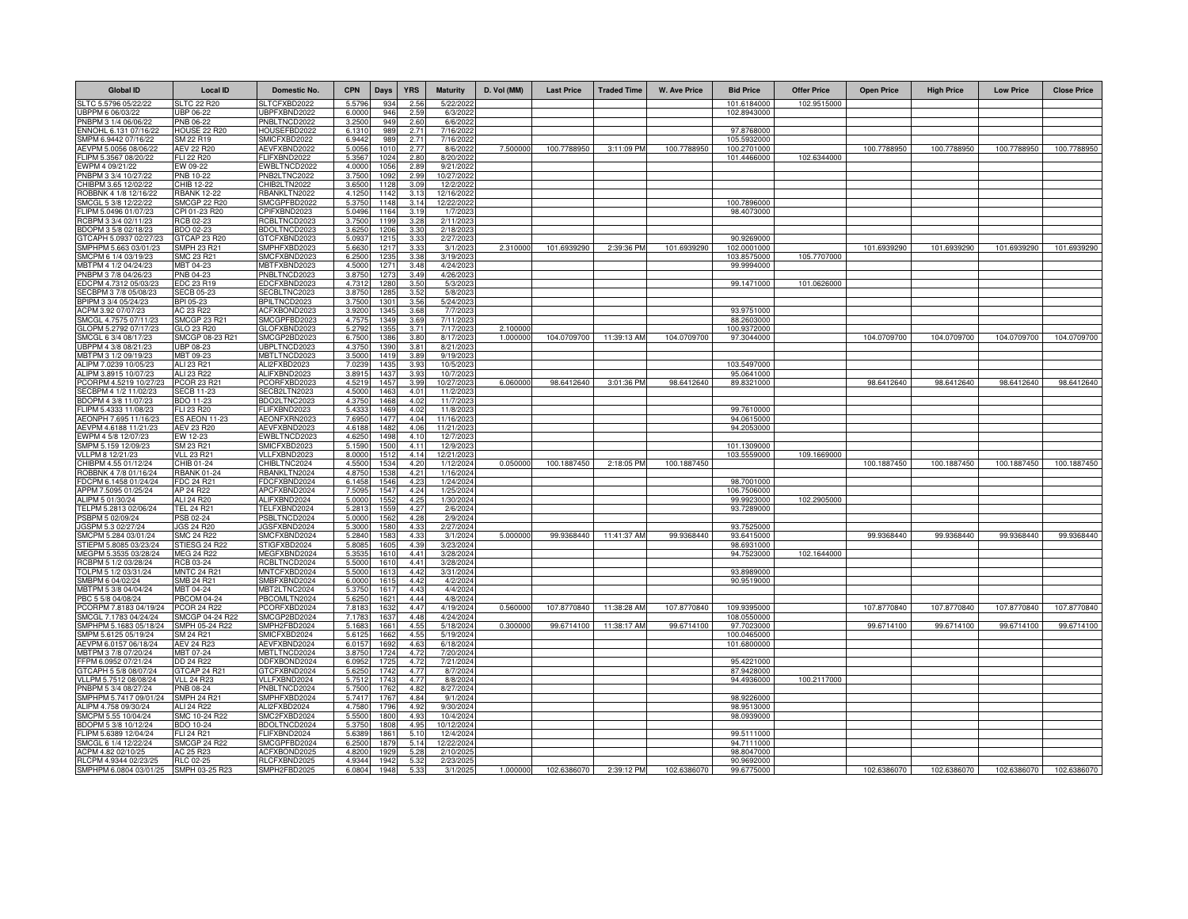| Global ID | Local ID | Domestic No. | CPN | Days | YRS | Maturity | D. Vol (MM) | Last Price | Traded Time | W. Ave Price | Bid Price | Offer Price | Open Price | High Price | Low Price | Close Price |
|---|---|---|---|---|---|---|---|---|---|---|---|---|---|---|---|---|
| SLTC 5.5796 05/22/22 | SLTC 22 R20 | SLTCFXBD2022 | 5.5796 | 934 | 2.56 | 5/22/2022 | | | | | 101.6184000 | 102.9515000 | | | | |
| UBPPM 6 06/03/22 | UBP 06-22 | UBPFXBND2022 | 6.0000 | 946 | 2.59 | 6/3/2022 | | | | | 102.8943000 | | | | | |
| PNBPM 3 1/4 06/06/22 | PNB 06-22 | PNBLTNCD2022 | 3.2500 | 949 | 2.60 | 6/6/2022 | | | | | | | | | | |
| ENNOHL 6.131 07/16/22 | HOUSE 22 R20 | HOUSEFBD2022 | 6.1310 | 989 | 2.71 | 7/16/2022 | | | | | 97.8768000 | | | | | |
| SMPM 6.9442 07/16/22 | SM 22 R19 | SMICFXBD2022 | 6.9442 | 989 | 2.71 | 7/16/2022 | | | | | 105.5932000 | | | | | |
| AEVPM 5.0056 08/06/22 | AEV 22 R20 | AEVFXBND2022 | 5.0056 | 1010 | 2.77 | 8/6/2022 | 7.500000 | 100.7788950 | 3:11:09 PM | 100.7788950 | 100.2701000 | | 100.7788950 | 100.7788950 | 100.7788950 | 100.7788950 |
| FLIPM 5.3567 08/20/22 | FLI 22 R20 | FLIFXBND2022 | 5.3567 | 1024 | 2.80 | 8/20/2022 | | | | | 101.4466000 | 102.6344000 | | | | |
| EWPM 4 09/21/22 | EW 09-22 | EWBLTNCD2022 | 4.0000 | 1056 | 2.89 | 9/21/2022 | | | | | | | | | | |
| PNBPM 3 3/4 10/27/22 | PNB 10-22 | PNB2LTNC2022 | 3.7500 | 1092 | 2.99 | 10/27/2022 | | | | | | | | | | |
| CHIBPM 3.65 12/02/22 | CHIB 12-22 | CHIB2LTN2022 | 3.6500 | 1128 | 3.09 | 12/2/2022 | | | | | | | | | | |
| ROBBNK 4 1/8 12/16/22 | RBANK 12-22 | RBANKLTN2022 | 4.1250 | 1142 | 3.13 | 12/16/2022 | | | | | | | | | | |
| SMCGL 5 3/8 12/22/22 | SMCGP 22 R20 | SMCGPFBD2022 | 5.3750 | 1148 | 3.14 | 12/22/2022 | | | | | 100.7896000 | | | | | |
| FLIPM 5.0496 01/07/23 | CPI 01-23 R20 | CPIFXBND2023 | 5.0496 | 1164 | 3.19 | 1/7/2023 | | | | | 98.4073000 | | | | | |
| RCBPM 3 3/4 02/11/23 | RCB 02-23 | RCBLTNCD2023 | 3.7500 | 1199 | 3.28 | 2/11/2023 | | | | | | | | | | |
| BDOPM 3 5/8 02/18/23 | BDO 02-23 | BDOLTNCD2023 | 3.6250 | 1206 | 3.30 | 2/18/2023 | | | | | | | | | | |
| GTCAPH 5.0937 02/27/23 | GTCAP 23 R20 | GTCFXBND2023 | 5.0937 | 1215 | 3.33 | 2/27/2023 | | | | | 90.9269000 | | | | | |
| SMPHPM 5.663 03/01/23 | SMPH 23 R21 | SMPHFXBD2023 | 5.6630 | 1217 | 3.33 | 3/1/2023 | 2.310000 | 101.6939290 | 2:39:36 PM | 101.6939290 | 102.0001000 | | 101.6939290 | 101.6939290 | 101.6939290 | 101.6939290 |
| SMCPM 6 1/4 03/19/23 | SMC 23 R21 | SMCFXBND2023 | 6.2500 | 1235 | 3.38 | 3/19/2023 | | | | | 103.8575000 | 105.7707000 | | | | |
| MBTPM 4 1/2 04/24/23 | MBT 04-23 | MBTFXBND2023 | 4.5000 | 1271 | 3.48 | 4/24/2023 | | | | | 99.9994000 | | | | | |
| PNBPM 3 7/8 04/26/23 | PNB 04-23 | PNBLTNCD2023 | 3.8750 | 1273 | 3.49 | 4/26/2023 | | | | | | | | | | |
| EDCPM 4.7312 05/03/23 | EDC 23 R19 | EDCFXBND2023 | 4.7312 | 1280 | 3.50 | 5/3/2023 | | | | | 99.1471000 | 101.0626000 | | | | |
| SECBPM 3 7/8 05/08/23 | SECB 05-23 | SECBLTNC2023 | 3.8750 | 1285 | 3.52 | 5/8/2023 | | | | | | | | | | |
| BPIPM 3 3/4 05/24/23 | BPI 05-23 | BPILTNCD2023 | 3.7500 | 1301 | 3.56 | 5/24/2023 | | | | | | | | | | |
| ACPM 3.92 07/07/23 | AC 23 R22 | ACFXBOND2023 | 3.9200 | 1345 | 3.68 | 7/7/2023 | | | | | 93.9751000 | | | | | |
| SMCGL 4.7575 07/11/23 | SMCGP 23 R21 | SMCGPFBD2023 | 4.7575 | 1349 | 3.69 | 7/11/2023 | | | | | 88.2603000 | | | | | |
| GLOPM 5.2792 07/17/23 | GLO 23 R20 | GLOFXBND2023 | 5.2792 | 1355 | 3.71 | 7/17/2023 | 2.100000 | | | | 100.9372000 | | | | | |
| SMCGL 6 3/4 08/17/23 | SMCGP 08-23 R21 | SMCGP2BD2023 | 6.7500 | 1386 | 3.80 | 8/17/2023 | 1.000000 | 104.0709700 | 11:39:13 AM | 104.0709700 | 97.3044000 | | 104.0709700 | 104.0709700 | 104.0709700 | 104.0709700 |
| UBPPM 4 3/8 08/21/23 | UBP 08-23 | UBPLTNCD2023 | 4.3750 | 1390 | 3.81 | 8/21/2023 | | | | | | | | | | |
| MBTPM 3 1/2 09/19/23 | MBT 09-23 | MBTLTNCD2023 | 3.5000 | 1419 | 3.89 | 9/19/2023 | | | | | | | | | | |
| ALIPM 7.0239 10/05/23 | ALI 23 R21 | ALI2FXBD2023 | 7.0239 | 1435 | 3.93 | 10/5/2023 | | | | | 103.5497000 | | | | | |
| ALIPM 3.8915 10/07/23 | ALI 23 R22 | ALIFXBND2023 | 3.8915 | 1437 | 3.93 | 10/7/2023 | | | | | 95.0641000 | | | | | |
| PCORPM 4.5219 10/27/23 | PCOR 23 R21 | PCORFXBD2023 | 4.5219 | 1457 | 3.99 | 10/27/2023 | 6.060000 | 98.6412640 | 3:01:36 PM | 98.6412640 | 89.8321000 | | 98.6412640 | 98.6412640 | 98.6412640 | 98.6412640 |
| SECBPM 4 1/2 11/02/23 | SECB 11-23 | SECB2LTN2023 | 4.5000 | 1463 | 4.01 | 11/2/2023 | | | | | | | | | | |
| BDOPM 4 3/8 11/07/23 | BDO 11-23 | BDO2LTNC2023 | 4.3750 | 1468 | 4.02 | 11/7/2023 | | | | | | | | | | |
| FLIPM 5.4333 11/08/23 | FLI 23 R20 | FLIFXBND2023 | 5.4333 | 1469 | 4.02 | 11/8/2023 | | | | | 99.7610000 | | | | | |
| AEONPH 7.695 11/16/23 | ES AEON 11-23 | AEONFXRN2023 | 7.6950 | 1477 | 4.04 | 11/16/2023 | | | | | 94.0615000 | | | | | |
| AEVPM 4.6188 11/21/23 | AEV 23 R20 | AEVFXBND2023 | 4.6188 | 1482 | 4.06 | 11/21/2023 | | | | | 94.2053000 | | | | | |
| EWPM 4 5/8 12/07/23 | EW 12-23 | EWBLTNCD2023 | 4.6250 | 1498 | 4.10 | 12/7/2023 | | | | | | | | | | |
| SMPM 5.159 12/09/23 | SM 23 R21 | SMICFXBD2023 | 5.1590 | 1500 | 4.11 | 12/9/2023 | | | | | 101.1309000 | | | | | |
| VLLPM 8 12/21/23 | VLL 23 R21 | VLLFXBND2023 | 8.0000 | 1512 | 4.14 | 12/21/2023 | | | | | 103.5559000 | 109.1669000 | | | | |
| CHIBPM 4.55 01/12/24 | CHIB 01-24 | CHIBLTNC2024 | 4.5500 | 1534 | 4.20 | 1/12/2024 | 0.050000 | 100.1887450 | 2:18:05 PM | 100.1887450 | | | 100.1887450 | 100.1887450 | 100.1887450 | 100.1887450 |
| ROBBNK 4 7/8 01/16/24 | RBANK 01-24 | RBANKLTN2024 | 4.8750 | 1538 | 4.21 | 1/16/2024 | | | | | | | | | | |
| FDCPM 6.1458 01/24/24 | FDC 24 R21 | FDCFXBND2024 | 6.1458 | 1546 | 4.23 | 1/24/2024 | | | | | 98.7001000 | | | | | |
| APPM 7.5095 01/25/24 | AP 24 R22 | APCFXBND2024 | 7.5095 | 1547 | 4.24 | 1/25/2024 | | | | | 106.7506000 | | | | | |
| ALIPM 5 01/30/24 | ALI 24 R20 | ALIFXBND2024 | 5.0000 | 1552 | 4.25 | 1/30/2024 | | | | | 99.9923000 | 102.2905000 | | | | |
| TELPM 5.2813 02/06/24 | TEL 24 R21 | TELFXBND2024 | 5.2813 | 1559 | 4.27 | 2/6/2024 | | | | | 93.7289000 | | | | | |
| PSBPM 5 02/09/24 | PSB 02-24 | PSBLTNCD2024 | 5.0000 | 1562 | 4.28 | 2/9/2024 | | | | | | | | | | |
| JGSPM 5.3 02/27/24 | JGS 24 R20 | JGSFXBND2024 | 5.3000 | 1580 | 4.33 | 2/27/2024 | | | | | 93.7525000 | | | | | |
| SMCPM 5.284 03/01/24 | SMC 24 R22 | SMCFXBND2024 | 5.2840 | 1583 | 4.33 | 3/1/2024 | 5.000000 | 99.9368440 | 11:41:37 AM | 99.9368440 | 93.6415000 | | 99.9368440 | 99.9368440 | 99.9368440 | 99.9368440 |
| STIEPM 5.8085 03/23/24 | STIESG 24 R22 | STIGFXBD2024 | 5.8085 | 1605 | 4.39 | 3/23/2024 | | | | | 98.6931000 | | | | | |
| MEGPM 5.3535 03/28/24 | MEG 24 R22 | MEGFXBND2024 | 5.3535 | 1610 | 4.41 | 3/28/2024 | | | | | 94.7523000 | 102.1644000 | | | | |
| RCBPM 5 1/2 03/28/24 | RCB 03-24 | RCBLTNCD2024 | 5.5000 | 1610 | 4.41 | 3/28/2024 | | | | | | | | | | |
| TOLPM 5 1/2 03/31/24 | MNTC 24 R21 | MNTCFXBD2024 | 5.5000 | 1613 | 4.42 | 3/31/2024 | | | | | 93.8989000 | | | | | |
| SMBPM 6 04/02/24 | SMB 24 R21 | SMBFXBND2024 | 6.0000 | 1615 | 4.42 | 4/2/2024 | | | | | 90.9519000 | | | | | |
| MBTPM 5 3/8 04/04/24 | MBT 04-24 | MBT2LTNC2024 | 5.3750 | 1617 | 4.43 | 4/4/2024 | | | | | | | | | | |
| PBC 5 5/8 04/08/24 | PBCOM 04-24 | PBCOMLTN2024 | 5.6250 | 1621 | 4.44 | 4/8/2024 | | | | | | | | | | |
| PCORPM 7.8183 04/19/24 | PCOR 24 R22 | PCORFXBD2024 | 7.8183 | 1632 | 4.47 | 4/19/2024 | 0.560000 | 107.8770840 | 11:38:28 AM | 107.8770840 | 109.9395000 | | 107.8770840 | 107.8770840 | 107.8770840 | 107.8770840 |
| SMCGL 7.1783 04/24/24 | SMCGP 04-24 R22 | SMCGP2BD2024 | 7.1783 | 1637 | 4.48 | 4/24/2024 | | | | | 108.0550000 | | | | | |
| SMPHPM 5.1683 05/18/24 | SMPH 05-24 R22 | SMPH2FBD2024 | 5.1683 | 1661 | 4.55 | 5/18/2024 | 0.300000 | 99.6714100 | 11:38:17 AM | 99.6714100 | 97.7023000 | | 99.6714100 | 99.6714100 | 99.6714100 | 99.6714100 |
| SMPM 5.6125 05/19/24 | SM 24 R21 | SMICFXBD2024 | 5.6125 | 1662 | 4.55 | 5/19/2024 | | | | | 100.0465000 | | | | | |
| AEVPM 6.0157 06/18/24 | AEV 24 R23 | AEVFXBND2024 | 6.0157 | 1692 | 4.63 | 6/18/2024 | | | | | 101.6800000 | | | | | |
| MBTPM 3 7/8 07/20/24 | MBT 07-24 | MBTLTNCD2024 | 3.8750 | 1724 | 4.72 | 7/20/2024 | | | | | | | | | | |
| FFPM 6.0952 07/21/24 | DD 24 R22 | DDFXBOND2024 | 6.0952 | 1725 | 4.72 | 7/21/2024 | | | | | 95.4221000 | | | | | |
| GTCAPH 5 5/8 08/07/24 | GTCAP 24 R21 | GTCFXBND2024 | 5.6250 | 1742 | 4.77 | 8/7/2024 | | | | | 87.9428000 | | | | | |
| VLLPM 5.7512 08/08/24 | VLL 24 R23 | VLLFXBND2024 | 5.7512 | 1743 | 4.77 | 8/8/2024 | | | | | 94.4936000 | 100.2117000 | | | | |
| PNBPM 5 3/4 08/27/24 | PNB 08-24 | PNBLTNCD2024 | 5.7500 | 1762 | 4.82 | 8/27/2024 | | | | | | | | | | |
| SMPHPM 5.7417 09/01/24 | SMPH 24 R21 | SMPHFXBD2024 | 5.7417 | 1767 | 4.84 | 9/1/2024 | | | | | 98.9226000 | | | | | |
| ALIPM 4.758 09/30/24 | ALI 24 R22 | ALI2FXBD2024 | 4.7580 | 1796 | 4.92 | 9/30/2024 | | | | | 98.9513000 | | | | | |
| SMCPM 5.55 10/04/24 | SMC 10-24 R22 | SMC2FXBD2024 | 5.5500 | 1800 | 4.93 | 10/4/2024 | | | | | 98.0939000 | | | | | |
| BDOPM 5 3/8 10/12/24 | BDO 10-24 | BDOLTNCD2024 | 5.3750 | 1808 | 4.95 | 10/12/2024 | | | | | | | | | | |
| FLIPM 5.6389 12/04/24 | FLI 24 R21 | FLIFXBND2024 | 5.6389 | 1861 | 5.10 | 12/4/2024 | | | | | 99.5111000 | | | | | |
| SMCGL 6 1/4 12/22/24 | SMCGP 24 R22 | SMCGPFBD2024 | 6.2500 | 1879 | 5.14 | 12/22/2024 | | | | | 94.7111000 | | | | | |
| ACPM 4.82 02/10/25 | AC 25 R23 | ACFXBOND2025 | 4.8200 | 1929 | 5.28 | 2/10/2025 | | | | | 98.8047000 | | | | | |
| RLCPM 4.9344 02/23/25 | RLC 02-25 | RLCFXBND2025 | 4.9344 | 1942 | 5.32 | 2/23/2025 | | | | | 90.9692000 | | | | | |
| SMPHPM 6.0804 03/01/25 | SMPH 03-25 R23 | SMPH2FBD2025 | 6.0804 | 1948 | 5.33 | 3/1/2025 | 1.000000 | 102.6386070 | 2:39:12 PM | 102.6386070 | 99.6775000 | | 102.6386070 | 102.6386070 | 102.6386070 | 102.6386070 |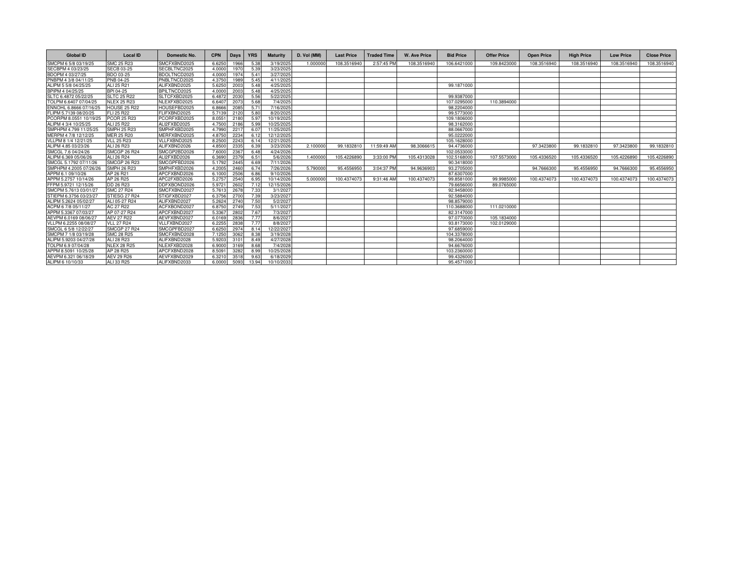| Global ID | Local ID | Domestic No. | CPN | Days | YRS | Maturity | D. Vol (MM) | Last Price | Traded Time | W. Ave Price | Bid Price | Offer Price | Open Price | High Price | Low Price | Close Price |
|---|---|---|---|---|---|---|---|---|---|---|---|---|---|---|---|---|
| SMCPM 6 5/8 03/19/25 | SMC 25 R23 | SMCFXBND2025 | 6.6250 | 1966 | 5.38 | 3/19/2025 | 1.000000 | 108.3516940 | 2:57:45 PM | 108.3516940 | 106.6421000 | 109.8423000 | 108.3516940 | 108.3516940 | 108.3516940 | 108.3516940 |
| SECBPM 4 03/23/25 | SECB 03-25 | SECBLTNC2025 | 4.0000 | 1970 | 5.39 | 3/23/2025 | | | | | | | | | | |
| BDOPM 4 03/27/25 | BDO 03-25 | BDOLTNCD2025 | 4.0000 | 1974 | 5.41 | 3/27/2025 | | | | | | | | | | |
| PNBPM 4 3/8 04/11/25 | PNB 04-25 | PNBLTNCD2025 | 4.3750 | 1989 | 5.45 | 4/11/2025 | | | | | | | | | | |
| ALIPM 5 5/8 04/25/25 | ALI 25 R21 | ALIFXBND2025 | 5.6250 | 2003 | 5.48 | 4/25/2025 | | | | | 99.1871000 | | | | | |
| BPIPM 4 04/25/25 | BPI 04-25 | BPILTNCD2025 | 4.0000 | 2003 | 5.48 | 4/25/2025 | | | | | | | | | | |
| SLTC 6.4872 05/22/25 | SLTC 25 R22 | SLTCFXBD2025 | 6.4872 | 2030 | 5.56 | 5/22/2025 | | | | | 99.9387000 | | | | | |
| TOLPM 6.6407 07/04/25 | NLEX 25 R23 | NLEXFXBD2025 | 6.6407 | 2073 | 5.68 | 7/4/2025 | | | | | 107.0295000 | 110.3894000 | | | | |
| ENNOHL 6.8666 07/16/25 | HOUSE 25 R22 | HOUSEFBD2025 | 6.8666 | 2085 | 5.71 | 7/16/2025 | | | | | 98.2204000 | | | | | |
| FLIPM 5.7139 08/20/25 | FLI 25 R22 | FLIFXBND2025 | 5.7139 | 2120 | 5.80 | 8/20/2025 | | | | | 99.5773000 | | | | | |
| PCORPM 8.0551 10/19/25 | PCOR 25 R23 | PCORFXBD2025 | 8.0551 | 2180 | 5.97 | 10/19/2025 | | | | | 109.1806000 | | | | | |
| ALIPM 4 3/4 10/25/25 | ALI 25 R22 | ALI2FXBD2025 | 4.7500 | 2186 | 5.99 | 10/25/2025 | | | | | 98.3162000 | | | | | |
| SMPHPM 4.799 11/25/25 | SMPH 25 R23 | SMPHFXBD2025 | 4.7990 | 2217 | 6.07 | 11/25/2025 | | | | | 88.0667000 | | | | | |
| MERPM 4 7/8 12/12/25 | MER 25 R20 | MERFXBND2025 | 4.8750 | 2234 | 6.12 | 12/12/2025 | | | | | 95.0222000 | | | | | |
| VLLPM 8 1/4 12/21/25 | VLL 25 R23 | VLLFXBND2025 | 8.2500 | 2243 | 6.14 | 12/21/2025 | | | | | 105.1628000 | | | | | |
| ALIPM 4.85 03/23/26 | ALI 26 R23 | ALIFXBND2026 | 4.8500 | 2335 | 6.39 | 3/23/2026 | 2.100000 | 99.1832810 | 11:59:49 AM | 98.3066615 | 94.4736000 | | 97.3423800 | 99.1832810 | 97.3423800 | 99.1832810 |
| SMCGL 7.6 04/24/26 | SMCGP 26 R24 | SMCGP2BD2026 | 7.6000 | 2367 | 6.48 | 4/24/2026 | | | | | 102.0533000 | | | | | |
| ALIPM 6.369 05/06/26 | ALI 26 R24 | ALI2FXBD2026 | 6.3690 | 2379 | 6.51 | 5/6/2026 | 1.400000 | 105.4226890 | 3:33:00 PM | 105.4313028 | 102.5168000 | 107.5573000 | 105.4336520 | 105.4336520 | 105.4226890 | 105.4226890 |
| SMCGL 5.1792 07/11/26 | SMCGP 26 R23 | SMCGPFBD2026 | 5.1792 | 2445 | 6.69 | 7/11/2026 | | | | | 90.3418000 | | | | | |
| SMPHPM 4.2005 07/26/26 | SMPH 26 R23 | SMPHFXBD2026 | 4.2005 | 2460 | 6.74 | 7/26/2026 | 5.790000 | 95.4556950 | 3:04:37 PM | 94.9636903 | 93.2705000 | | 94.7666300 | 95.4556950 | 94.7666300 | 95.4556950 |
| APPM 6.1 09/10/26 | AP 26 R21 | APCFXBND2026 | 6.1000 | 2506 | 6.86 | 9/10/2026 | | | | | 87.6307000 | | | | | |
| APPM 5.2757 10/14/26 | AP 26 R25 | APC2FXBD2026 | 5.2757 | 2540 | 6.95 | 10/14/2026 | 5.000000 | 100.4374073 | 9:31:46 AM | 100.4374073 | 99.8581000 | 99.9985000 | 100.4374073 | 100.4374073 | 100.4374073 | 100.4374073 |
| FFPM 5.9721 12/15/26 | DD 26 R23 | DDFXBOND2026 | 5.9721 | 2602 | 7.12 | 12/15/2026 | | | | | 79.6656000 | 89.0765000 | | | | |
| SMCPM 5.7613 03/01/27 | SMC 27 R24 | SMCFXBND2027 | 5.7613 | 2678 | 7.33 | 3/1/2027 | | | | | 92.9458000 | | | | | |
| STIEPM 6.3756 03/23/27 | STIESG 27 R24 | STIGFXBD2027 | 6.3756 | 2700 | 7.39 | 3/23/2027 | | | | | 92.5884000 | | | | | |
| ALIPM 5.2624 05/02/27 | ALI 05-27 R24 | ALIFXBND2027 | 5.2624 | 2740 | 7.50 | 5/2/2027 | | | | | 98.8579000 | | | | | |
| ACPM 6 7/8 05/11/27 | AC 27 R22 | ACFXBOND2027 | 6.8750 | 2749 | 7.53 | 5/11/2027 | | | | | 110.3688000 | 111.0210000 | | | | |
| APPM 5.3367 07/03/27 | AP 07-27 R24 | APCFXBND2027 | 5.3367 | 2802 | 7.67 | 7/3/2027 | | | | | 82.3147000 | | | | | |
| AEVPM 6.0169 08/06/27 | AEV 27 R22 | AEVFXBND2027 | 6.0169 | 2836 | 7.77 | 8/6/2027 | | | | | 97.0770000 | 105.1834000 | | | | |
| VLLPM 6.2255 08/08/27 | VLL 27 R24 | VLLFXBND2027 | 6.2255 | 2838 | 7.77 | 8/8/2027 | | | | | 93.8173000 | 102.0129000 | | | | |
| SMCGL 6 5/8 12/22/27 | SMCGP 27 R24 | SMCGPFBD2027 | 6.6250 | 2974 | 8.14 | 12/22/2027 | | | | | 97.6859000 | | | | | |
| SMCPM 7 1/8 03/19/28 | SMC 28 R25 | SMCFXBND2028 | 7.1250 | 3062 | 8.38 | 3/19/2028 | | | | | 104.3378000 | | | | | |
| ALIPM 5.9203 04/27/28 | ALI 28 R23 | ALIFXBND2028 | 5.9203 | 3101 | 8.49 | 4/27/2028 | | | | | 98.2064000 | | | | | |
| TOLPM 6.9 07/04/28 | NLEX 28 R25 | NLEXFXBD2028 | 6.9000 | 3169 | 8.68 | 7/4/2028 | | | | | 94.6676000 | | | | | |
| APPM 8.5091 10/25/28 | AP 28 R25 | APCFXBND2028 | 8.5091 | 3282 | 8.99 | 10/25/2028 | | | | | 103.2360000 | | | | | |
| AEVPM 6.321 06/18/29 | AEV 29 R26 | AEVFXBND2029 | 6.3210 | 3518 | 9.63 | 6/18/2029 | | | | | 99.4326000 | | | | | |
| ALIPM 6 10/10/33 | ALI 33 R25 | ALIFXBND2033 | 6.0000 | 5093 | 13.94 | 10/10/2033 | | | | | 95.4571000 | | | | | |